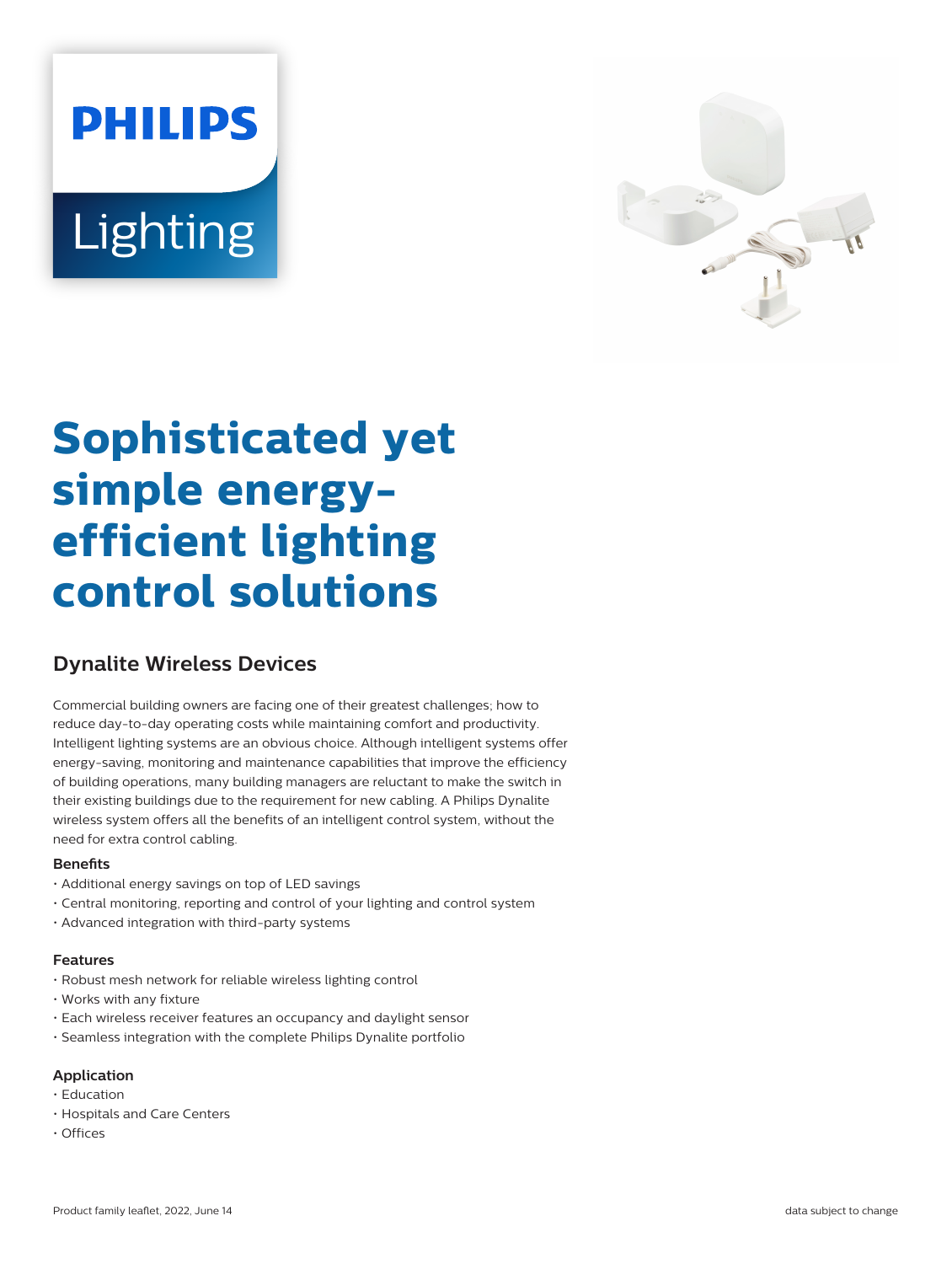PHILIPS

Lighting

# Sophisticated yet simple energy-efficient lighting control solutions

## Dynalite Wireless Devices

Commercial building owners are facing one of their greatest challenges; how to reduce day-to-day operating costs while maintaining comfort and productivity. Intelligent lighting systems are an obvious choice. Although intelligent systems offer energy-saving, monitoring and maintenance capabilities that improve the efficiency of building operations, many building managers are reluctant to make the switch in their existing buildings due to the requirement for new cabling. A Philips Dynalite wireless system offers all the benefits of an intelligent control system, without the need for extra control cabling.

### Benefits

- Additional energy savings on top of LED savings
- Central monitoring, reporting and control of your lighting and control system
- Advanced integration with third-party systems

### Features

- Robust mesh network for reliable wireless lighting control
- Works with any fixture
- Each wireless receiver features an occupancy and daylight sensor
- Seamless integration with the complete Philips Dynalite portfolio

### Application

- Education
- Hospitals and Care Centers
- Offices

Product family leaflet, 2022, June 14

data subject to change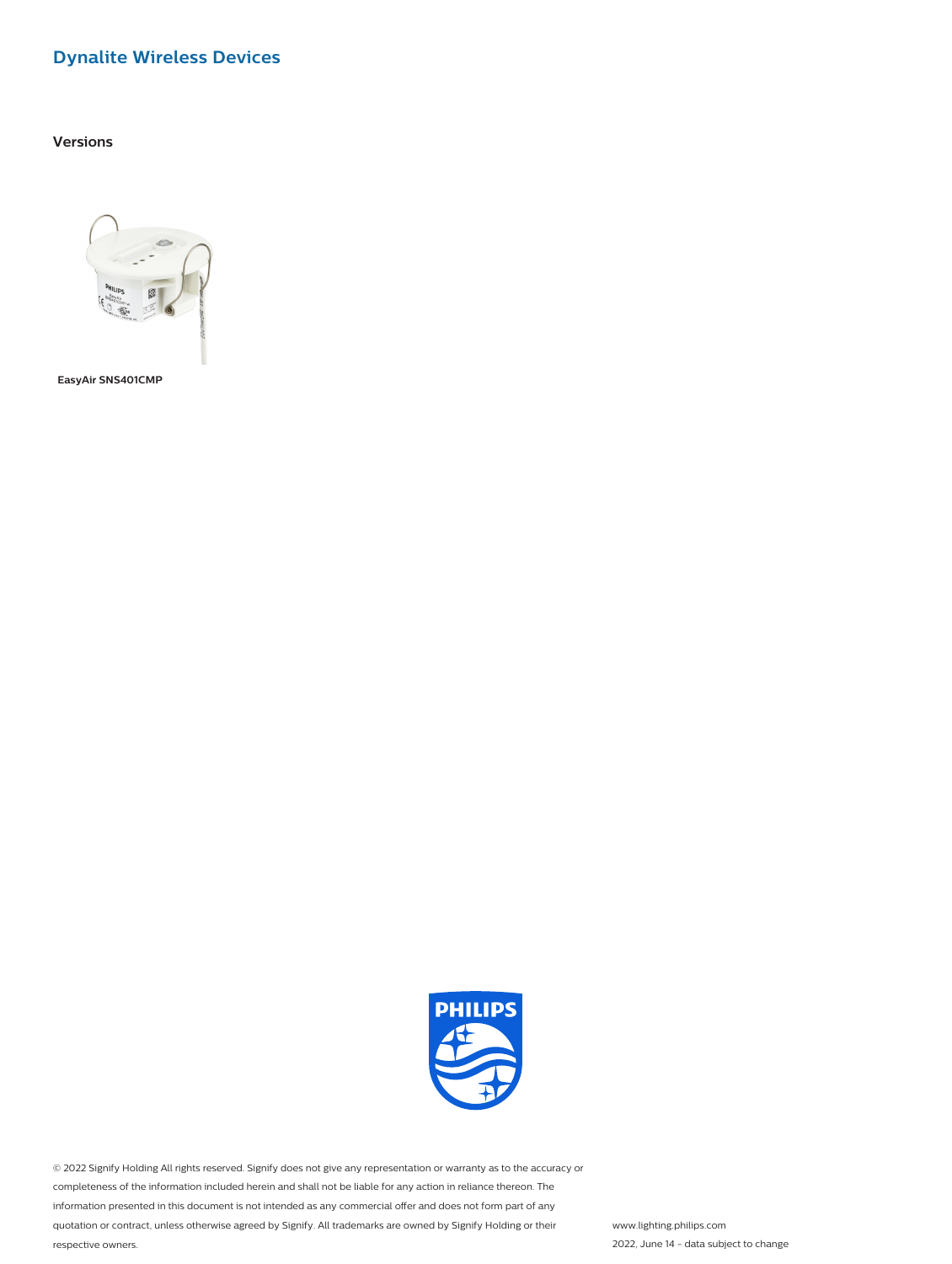## Dynalite Wireless Devices

### Versions

EasyAir SNS401CMP

© 2022 Signify Holding All rights reserved. Signify does not give any representation or warranty as to the accuracy or completeness of the information included herein and shall not be liable for any action in reliance thereon. The information presented in this document is not intended as any commercial offer and does not form part of any quotation or contract, unless otherwise agreed by Signify. All trademarks are owned by Signify Holding or their respective owners.

www.lighting.philips.com

2022, June 14 - data subject to change